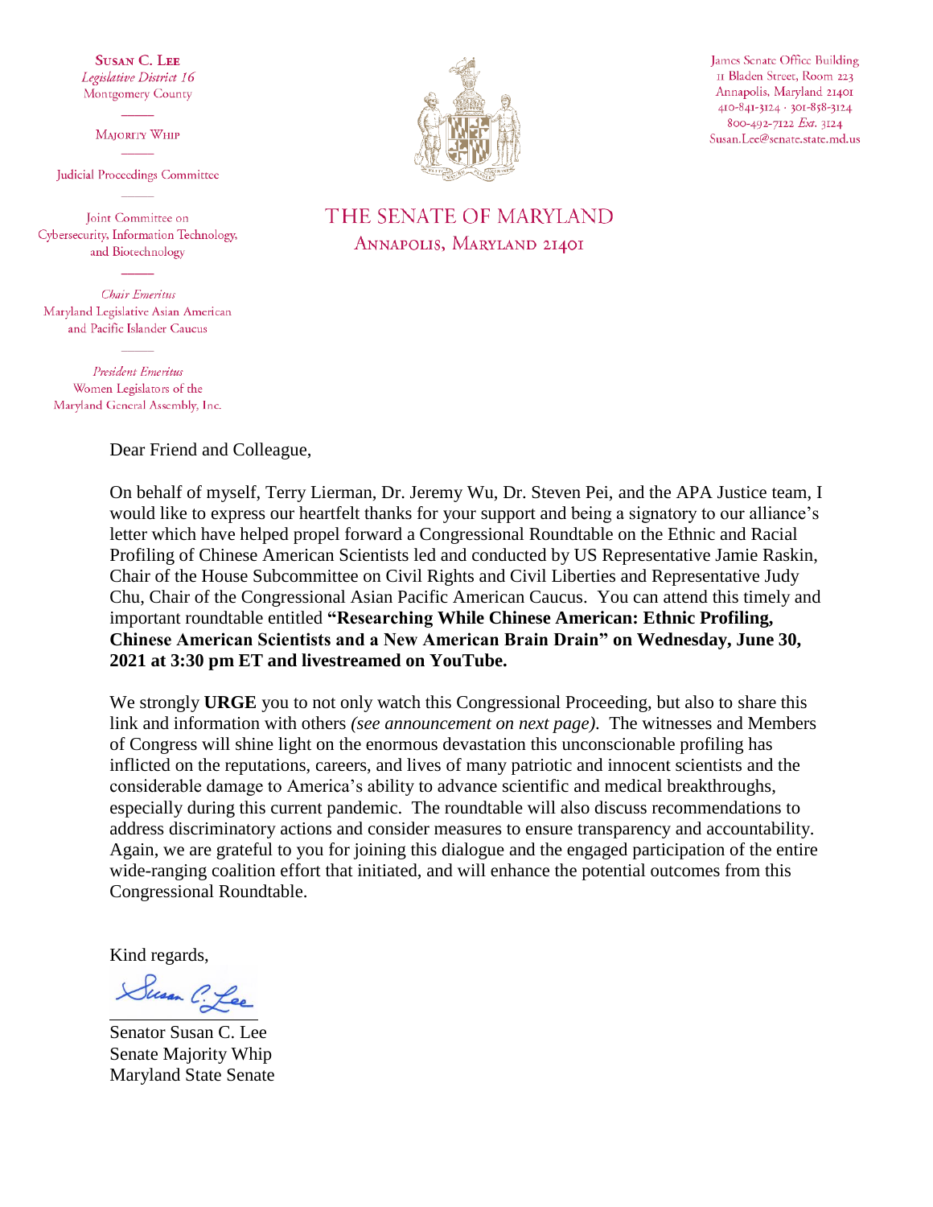**SUSAN C. LEE**
*Legislative District 16*
Montgomery County

MAJORITY WHIP

Judicial Proceedings Committee

Joint Committee on
Cybersecurity, Information Technology,
and Biotechnology

*Chair Emeritus*
Maryland Legislative Asian American
and Pacific Islander Caucus

*President Emeritus*
Women Legislators of the
Maryland General Assembly, Inc.

# THE SENATE OF MARYLAND

ANNAPOLIS, MARYLAND 21401

James Senate Office Building
11 Bladen Street, Room 223
Annapolis, Maryland 21401
410-841-3124 · 301-858-3124
800-492-7122 *Ext.* 3124
Susan.Lee@senate.state.md.us

Dear Friend and Colleague,

On behalf of myself, Terry Lierman, Dr. Jeremy Wu, Dr. Steven Pei, and the APA Justice team, I would like to express our heartfelt thanks for your support and being a signatory to our alliance's letter which have helped propel forward a Congressional Roundtable on the Ethnic and Racial Profiling of Chinese American Scientists led and conducted by US Representative Jamie Raskin, Chair of the House Subcommittee on Civil Rights and Civil Liberties and Representative Judy Chu, Chair of the Congressional Asian Pacific American Caucus. You can attend this timely and important roundtable entitled **"Researching While Chinese American: Ethnic Profiling, Chinese American Scientists and a New American Brain Drain" on Wednesday, June 30, 2021 at 3:30 pm ET and livestreamed on YouTube.**

We strongly **URGE** you to not only watch this Congressional Proceeding, but also to share this link and information with others *(see announcement on next page)*. The witnesses and Members of Congress will shine light on the enormous devastation this unconscionable profiling has inflicted on the reputations, careers, and lives of many patriotic and innocent scientists and the considerable damage to America's ability to advance scientific and medical breakthroughs, especially during this current pandemic. The roundtable will also discuss recommendations to address discriminatory actions and consider measures to ensure transparency and accountability. Again, we are grateful to you for joining this dialogue and the engaged participation of the entire wide-ranging coalition effort that initiated, and will enhance the potential outcomes from this Congressional Roundtable.

Kind regards,

Susan C. Lee

Senator Susan C. Lee
Senate Majority Whip
Maryland State Senate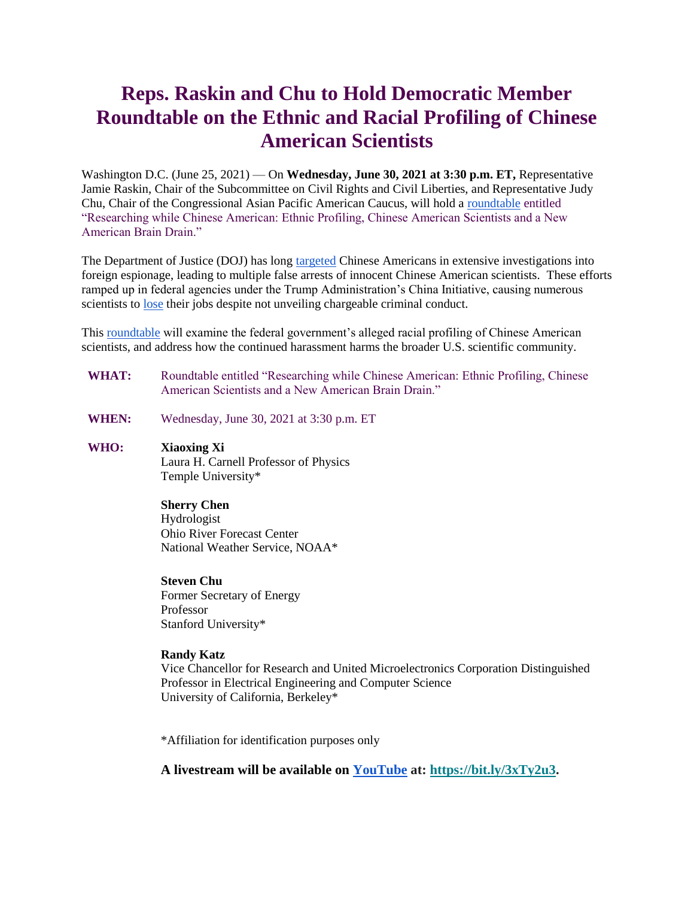# Reps. Raskin and Chu to Hold Democratic Member Roundtable on the Ethnic and Racial Profiling of Chinese American Scientists

Washington D.C. (June 25, 2021) — On **Wednesday, June 30, 2021 at 3:30 p.m. ET,** Representative Jamie Raskin, Chair of the Subcommittee on Civil Rights and Civil Liberties, and Representative Judy Chu, Chair of the Congressional Asian Pacific American Caucus, will hold a roundtable entitled "Researching while Chinese American: Ethnic Profiling, Chinese American Scientists and a New American Brain Drain."

The Department of Justice (DOJ) has long targeted Chinese Americans in extensive investigations into foreign espionage, leading to multiple false arrests of innocent Chinese American scientists. These efforts ramped up in federal agencies under the Trump Administration's China Initiative, causing numerous scientists to lose their jobs despite not unveiling chargeable criminal conduct.

This roundtable will examine the federal government's alleged racial profiling of Chinese American scientists, and address how the continued harassment harms the broader U.S. scientific community.

**WHAT:** Roundtable entitled "Researching while Chinese American: Ethnic Profiling, Chinese American Scientists and a New American Brain Drain."

**WHEN:** Wednesday, June 30, 2021 at 3:30 p.m. ET

**WHO:**

**Xiaoxing Xi**
Laura H. Carnell Professor of Physics
Temple University*

**Sherry Chen**
Hydrologist
Ohio River Forecast Center
National Weather Service, NOAA*

**Steven Chu**
Former Secretary of Energy
Professor
Stanford University*

**Randy Katz**
Vice Chancellor for Research and United Microelectronics Corporation Distinguished Professor in Electrical Engineering and Computer Science
University of California, Berkeley*

*Affiliation for identification purposes only

**A livestream will be available on YouTube at: https://bit.ly/3xTy2u3.**